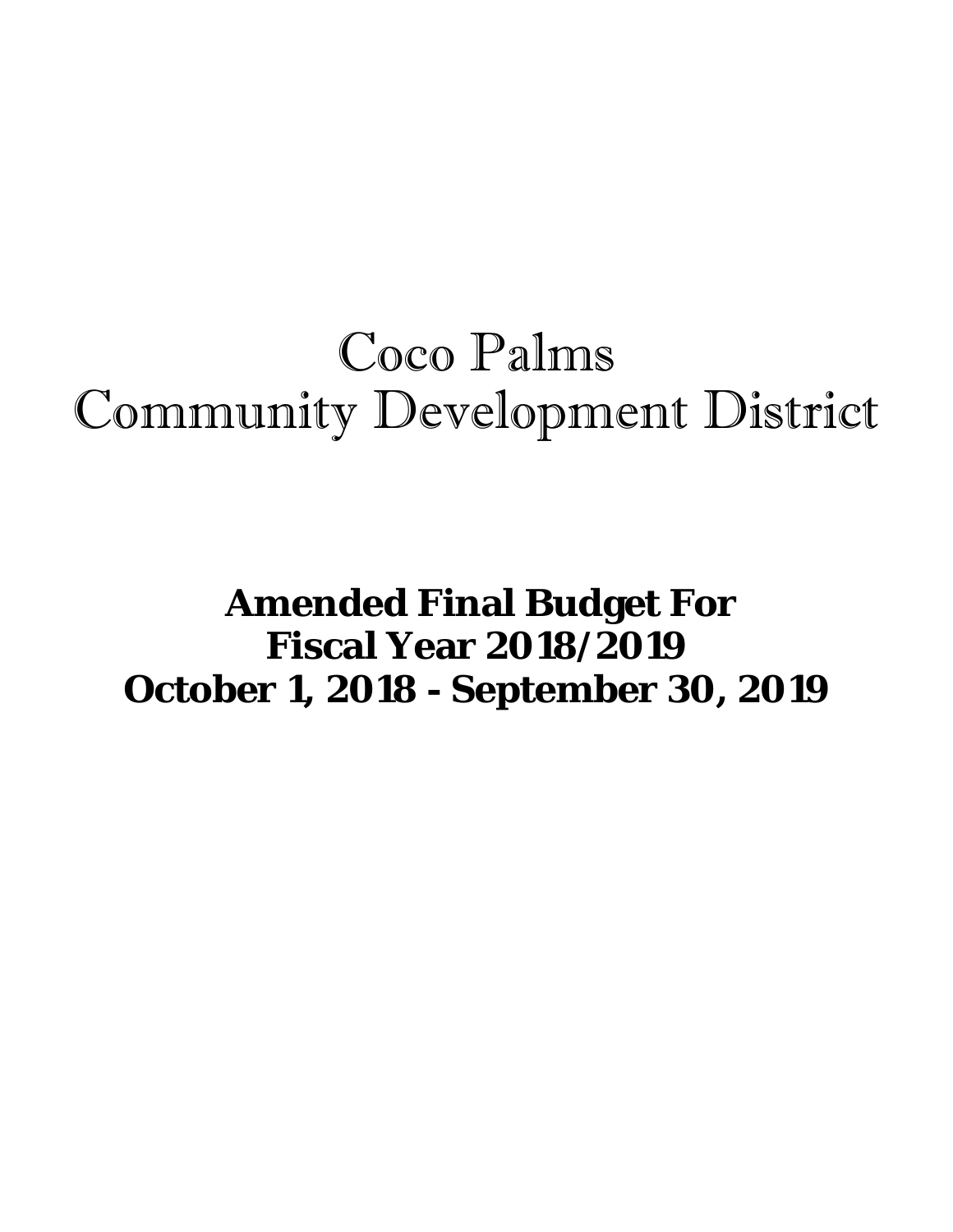# Coco Palms
# Community Development District

**Amended Final Budget For**
**Fiscal Year 2018/2019**
**October 1, 2018 - September 30, 2019**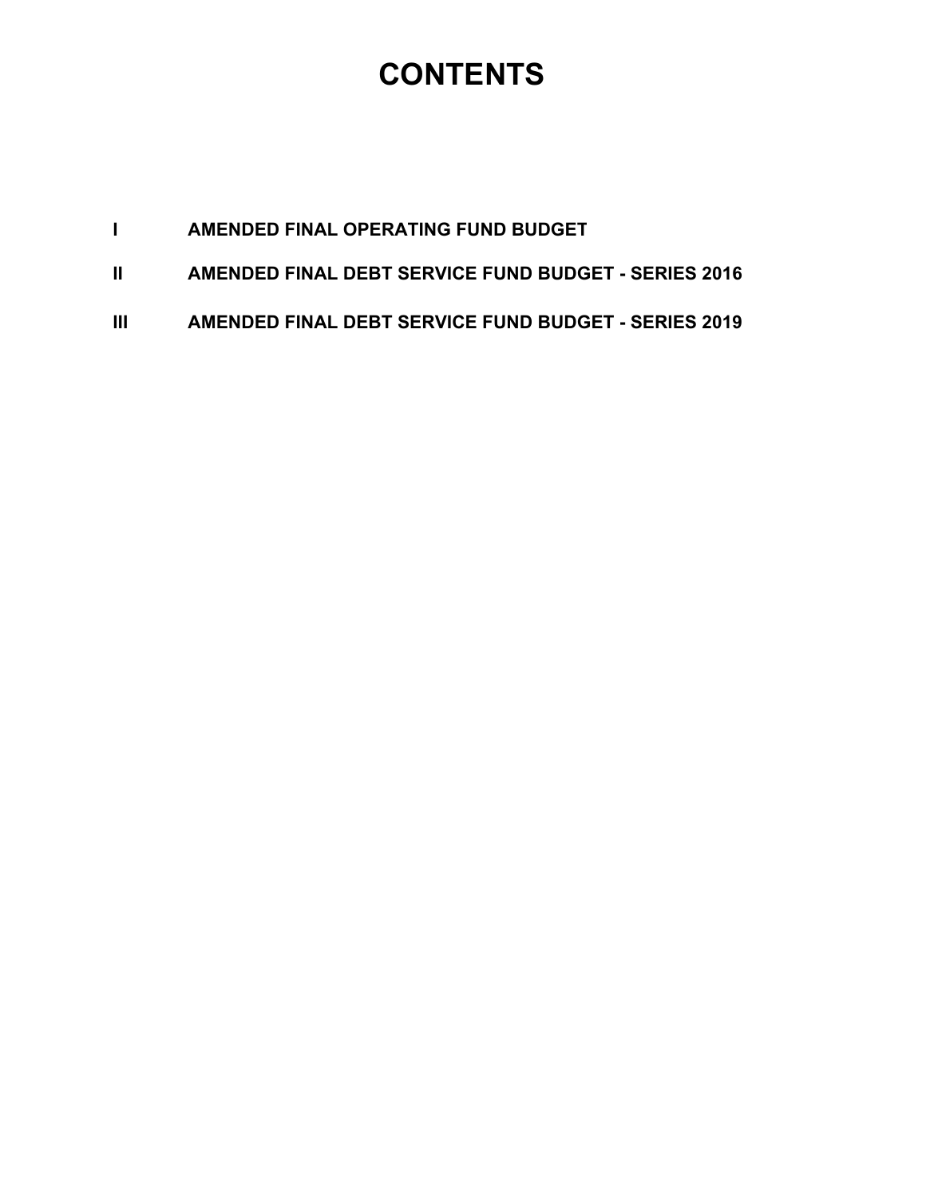# CONTENTS

I AMENDED FINAL OPERATING FUND BUDGET

II AMENDED FINAL DEBT SERVICE FUND BUDGET - SERIES 2016

III AMENDED FINAL DEBT SERVICE FUND BUDGET - SERIES 2019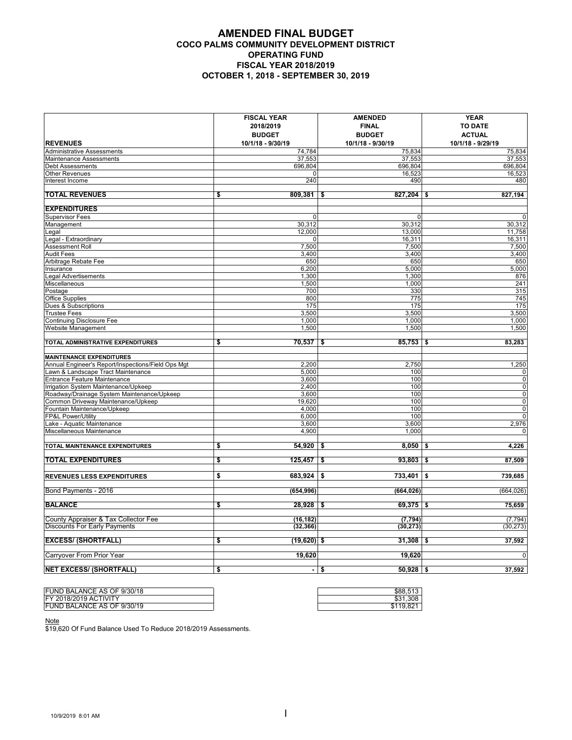# AMENDED FINAL BUDGET
## COCO PALMS COMMUNITY DEVELOPMENT DISTRICT
## OPERATING FUND
## FISCAL YEAR 2018/2019
## OCTOBER 1, 2018 - SEPTEMBER 30, 2019

| REVENUES | FISCAL YEAR 2018/2019 BUDGET 10/1/18 - 9/30/19 | AMENDED FINAL BUDGET 10/1/18 - 9/30/19 | YEAR TO DATE ACTUAL 10/1/18 - 9/29/19 |
|---|---|---|---|
| Administrative Assessments | 74,784 | 75,834 | 75,834 |
| Maintenance Assessments | 37,553 | 37,553 | 37,553 |
| Debt Assessments | 696,804 | 696,804 | 696,804 |
| Other Revenues | 0 | 16,523 | 16,523 |
| Interest Income | 240 | 490 | 480 |
| **TOTAL REVENUES** | **$ 809,381** | **$ 827,204** | **$ 827,194** |
| **EXPENDITURES** | | | |
| Supervisor Fees | 0 | 0 | 0 |
| Management | 30,312 | 30,312 | 30,312 |
| Legal | 12,000 | 13,000 | 11,758 |
| Legal - Extraordinary | 0 | 16,311 | 16,311 |
| Assessment Roll | 7,500 | 7,500 | 7,500 |
| Audit Fees | 3,400 | 3,400 | 3,400 |
| Arbitrage Rebate Fee | 650 | 650 | 650 |
| Insurance | 6,200 | 5,000 | 5,000 |
| Legal Advertisements | 1,300 | 1,300 | 876 |
| Miscellaneous | 1,500 | 1,000 | 241 |
| Postage | 700 | 330 | 315 |
| Office Supplies | 800 | 775 | 745 |
| Dues & Subscriptions | 175 | 175 | 175 |
| Trustee Fees | 3,500 | 3,500 | 3,500 |
| Continuing Disclosure Fee | 1,000 | 1,000 | 1,000 |
| Website Management | 1,500 | 1,500 | 1,500 |
| **TOTAL ADMINISTRATIVE EXPENDITURES** | **$ 70,537** | **$ 85,753** | **$ 83,283** |
| **MAINTENANCE EXPENDITURES** | | | |
| Annual Engineer's Report/Inspections/Field Ops Mgt | 2,200 | 2,750 | 1,250 |
| Lawn & Landscape Tract Maintenance | 5,000 | 100 | 0 |
| Entrance Feature Maintenance | 3,600 | 100 | 0 |
| Irrigation System Maintenance/Upkeep | 2,400 | 100 | 0 |
| Roadway/Drainage System Maintenance/Upkeep | 3,600 | 100 | 0 |
| Common Driveway Maintenance/Upkeep | 19,620 | 100 | 0 |
| Fountain Maintenance/Upkeep | 4,000 | 100 | 0 |
| FP&L Power/Utility | 6,000 | 100 | 0 |
| Lake - Aquatic Maintenance | 3,600 | 3,600 | 2,976 |
| Miscellaneous Maintenance | 4,900 | 1,000 | 0 |
| **TOTAL MAINTENANCE EXPENDITURES** | **$ 54,920** | **$ 8,050** | **$ 4,226** |
| **TOTAL EXPENDITURES** | **$ 125,457** | **$ 93,803** | **$ 87,509** |
| **REVENUES LESS EXPENDITURES** | **$ 683,924** | **$ 733,401** | **$ 739,685** |
| Bond Payments - 2016 | **(654,996)** | **(664,026)** | (664,026) |
| **BALANCE** | **$ 28,928** | **$ 69,375** | **$ 75,659** |
| County Appraiser & Tax Collector Fee | **(16,182)** | **(7,794)** | (7,794) |
| Discounts For Early Payments | **(32,366)** | **(30,273)** | (30,273) |
| **EXCESS/ (SHORTFALL)** | **$ (19,620)** | **$ 31,308** | **$ 37,592** |
| Carryover From Prior Year | **19,620** | **19,620** | 0 |
| **NET EXCESS/ (SHORTFALL)** | **$ -** | **$ 50,928** | **$ 37,592** |

| | |
|---|---|
| FUND BALANCE AS OF 9/30/18 | $88,513 |
| FY 2018/2019 ACTIVITY | $31,308 |
| FUND BALANCE AS OF 9/30/19 | $119,821 |

Note

$19,620 Of Fund Balance Used To Reduce 2018/2019 Assessments.

10/9/2019 8:01 AM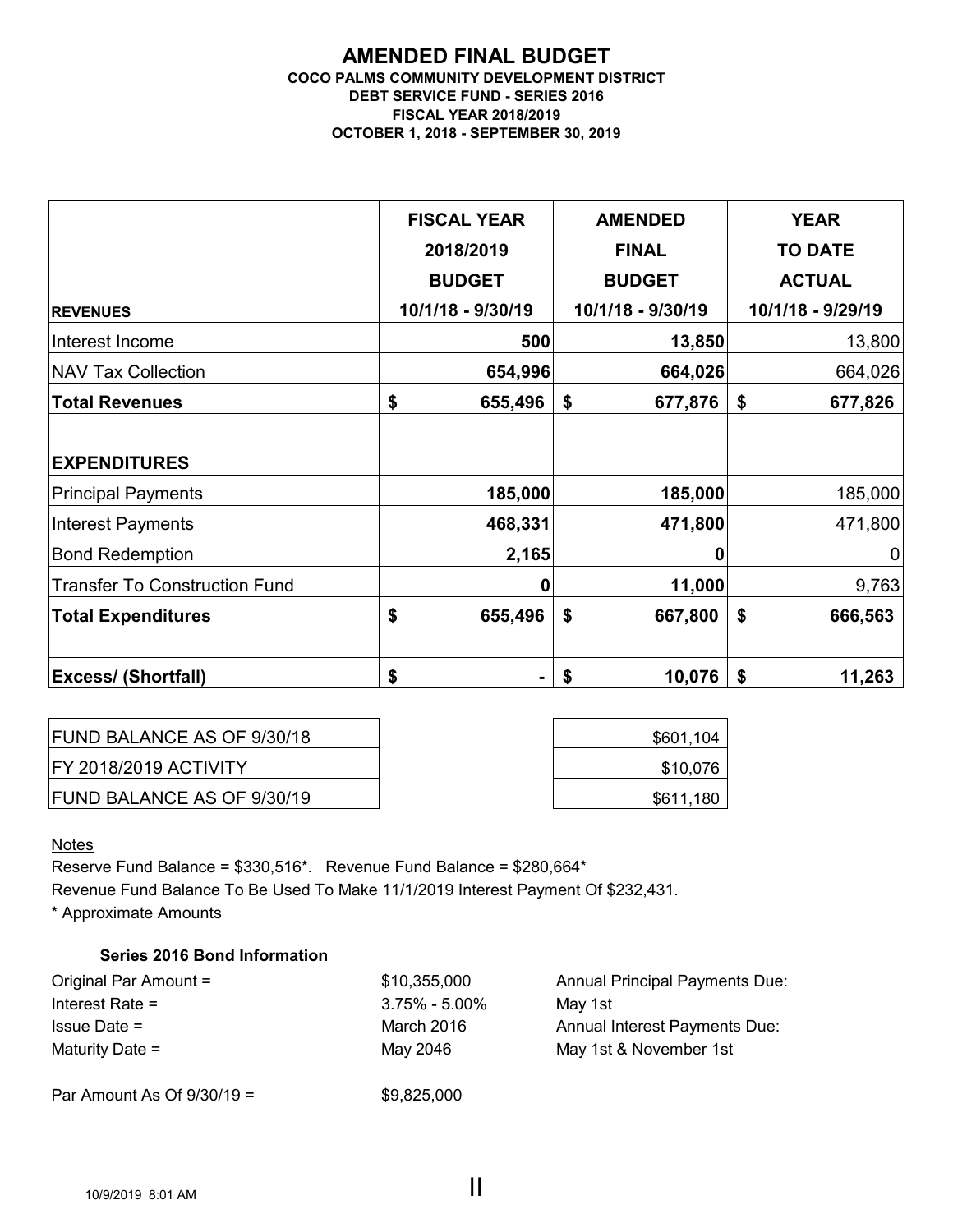# AMENDED FINAL BUDGET

**COCO PALMS COMMUNITY DEVELOPMENT DISTRICT**
**DEBT SERVICE FUND - SERIES 2016**
**FISCAL YEAR 2018/2019**
**OCTOBER 1, 2018 - SEPTEMBER 30, 2019**

| REVENUES | FISCAL YEAR 2018/2019 BUDGET 10/1/18 - 9/30/19 | AMENDED FINAL BUDGET 10/1/18 - 9/30/19 | YEAR TO DATE ACTUAL 10/1/18 - 9/29/19 |
|---|---|---|---|
| Interest Income | **500** | **13,850** | 13,800 |
| NAV Tax Collection | **654,996** | **664,026** | 664,026 |
| **Total Revenues** | **$ 655,496** | **$ 677,876** | **$ 677,826** |
| | | | |
| **EXPENDITURES** | | | |
| Principal Payments | **185,000** | **185,000** | 185,000 |
| Interest Payments | **468,331** | **471,800** | 471,800 |
| Bond Redemption | **2,165** | **0** | 0 |
| Transfer To Construction Fund | **0** | **11,000** | 9,763 |
| **Total Expenditures** | **$ 655,496** | **$ 667,800** | **$ 666,563** |
| | | | |
| **Excess/ (Shortfall)** | **$ -** | **$ 10,076** | **$ 11,263** |

| | |
|---|---|
| FUND BALANCE AS OF 9/30/18 | $601,104 |
| FY 2018/2019 ACTIVITY | $10,076 |
| FUND BALANCE AS OF 9/30/19 | $611,180 |

Notes

Reserve Fund Balance = $330,516*. Revenue Fund Balance = $280,664*

Revenue Fund Balance To Be Used To Make 11/1/2019 Interest Payment Of $232,431.

* Approximate Amounts

**Series 2016 Bond Information**

| | | |
|---|---|---|
| Original Par Amount = | $10,355,000 | Annual Principal Payments Due: |
| Interest Rate = | 3.75% - 5.00% | May 1st |
| Issue Date = | March 2016 | Annual Interest Payments Due: |
| Maturity Date = | May 2046 | May 1st & November 1st |
| | | |
| Par Amount As Of 9/30/19 = | $9,825,000 | |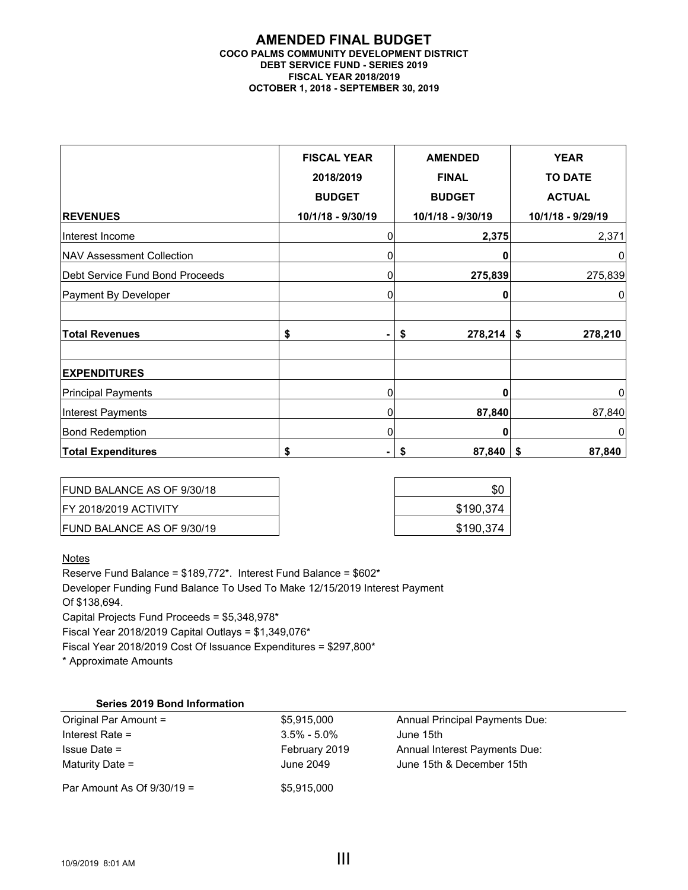# AMENDED FINAL BUDGET

**COCO PALMS COMMUNITY DEVELOPMENT DISTRICT**
**DEBT SERVICE FUND - SERIES 2019**
**FISCAL YEAR 2018/2019**
**OCTOBER 1, 2018 - SEPTEMBER 30, 2019**

| REVENUES | FISCAL YEAR 2018/2019 BUDGET 10/1/18 - 9/30/19 | AMENDED FINAL BUDGET 10/1/18 - 9/30/19 | YEAR TO DATE ACTUAL 10/1/18 - 9/29/19 |
|---|---|---|---|
| Interest Income | 0 | **2,375** | 2,371 |
| NAV Assessment Collection | 0 | **0** | 0 |
| Debt Service Fund Bond Proceeds | 0 | **275,839** | 275,839 |
| Payment By Developer | 0 | **0** | 0 |
| | | | |
| **Total Revenues** | **$ -** | **$ 278,214** | **$ 278,210** |
| | | | |
| **EXPENDITURES** | | | |
| Principal Payments | 0 | **0** | 0 |
| Interest Payments | 0 | **87,840** | 87,840 |
| Bond Redemption | 0 | **0** | 0 |
| **Total Expenditures** | **$ -** | **$ 87,840** | **$ 87,840** |

| | |
|---|---|
| FUND BALANCE AS OF 9/30/18 | $0 |
| FY 2018/2019 ACTIVITY | $190,374 |
| FUND BALANCE AS OF 9/30/19 | $190,374 |

Notes

Reserve Fund Balance = $189,772*. Interest Fund Balance = $602*
Developer Funding Fund Balance To Used To Make 12/15/2019 Interest Payment Of $138,694.
Capital Projects Fund Proceeds = $5,348,978*
Fiscal Year 2018/2019 Capital Outlays = $1,349,076*
Fiscal Year 2018/2019 Cost Of Issuance Expenditures = $297,800*
* Approximate Amounts

**Series 2019 Bond Information**

| | | |
|---|---|---|
| Original Par Amount = | $5,915,000 | Annual Principal Payments Due: |
| Interest Rate = | 3.5% - 5.0% | June 15th |
| Issue Date = | February 2019 | Annual Interest Payments Due: |
| Maturity Date = | June 2049 | June 15th & December 15th |
| Par Amount As Of 9/30/19 = | $5,915,000 | |

10/9/2019 8:01 AM